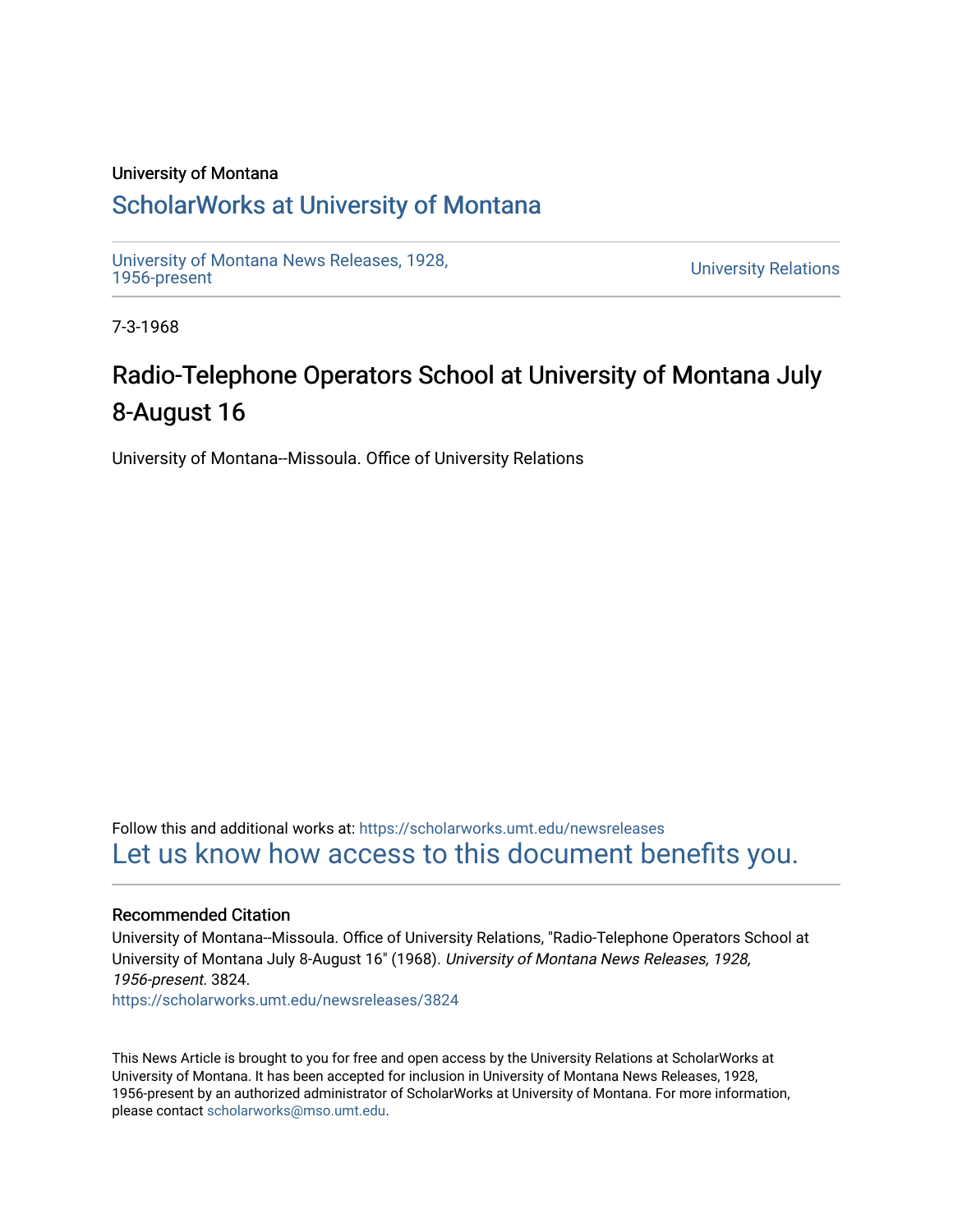University of Montana

## ScholarWorks at University of Montana

University of Montana News Releases, 1928, 1956-present

University Relations

7-3-1968

# Radio-Telephone Operators School at University of Montana July 8-August 16

University of Montana--Missoula. Office of University Relations

Follow this and additional works at: https://scholarworks.umt.edu/newsreleases

Let us know how access to this document benefits you.

### Recommended Citation

University of Montana--Missoula. Office of University Relations, "Radio-Telephone Operators School at University of Montana July 8-August 16" (1968). *University of Montana News Releases, 1928, 1956-present*. 3824.

https://scholarworks.umt.edu/newsreleases/3824

This News Article is brought to you for free and open access by the University Relations at ScholarWorks at University of Montana. It has been accepted for inclusion in University of Montana News Releases, 1928, 1956-present by an authorized administrator of ScholarWorks at University of Montana. For more information, please contact scholarworks@mso.umt.edu.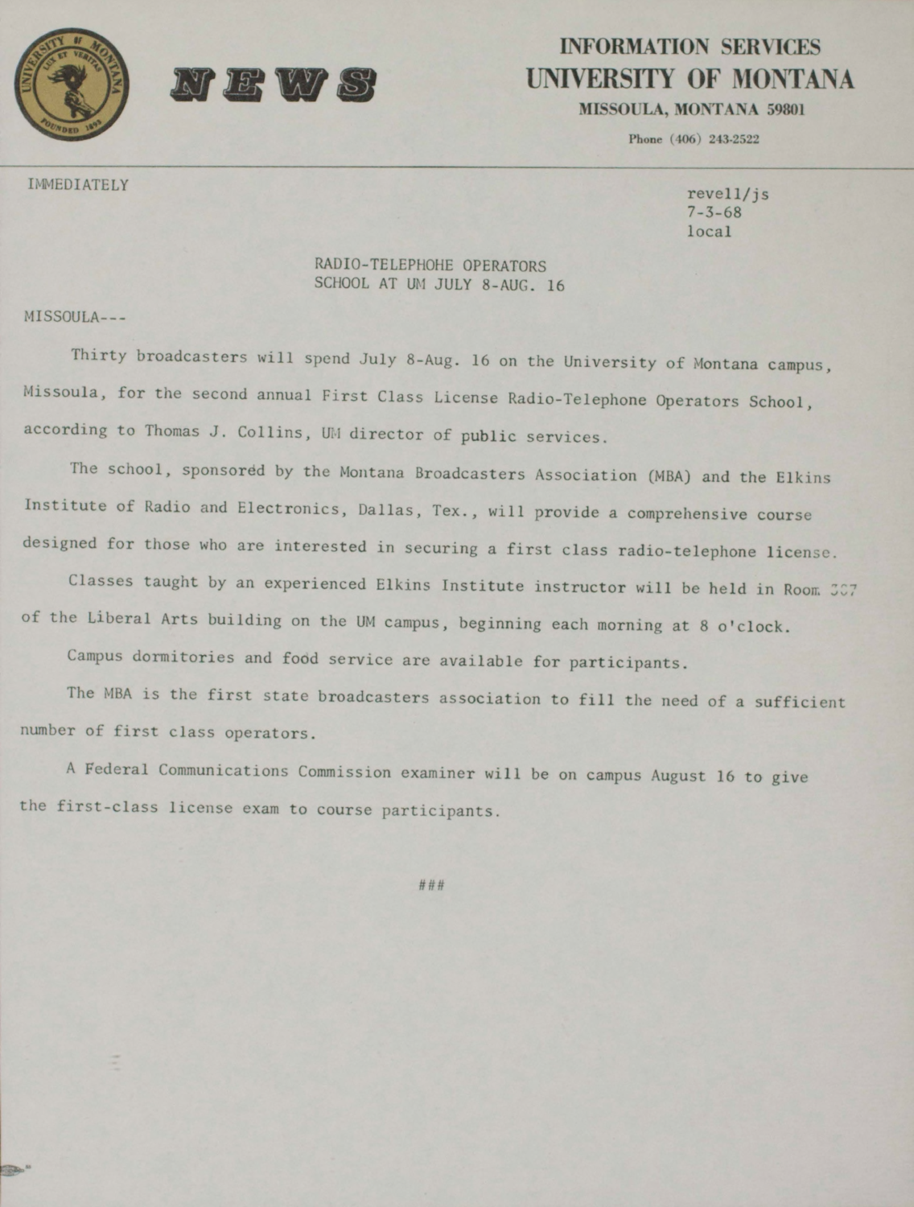# NEWS

**INFORMATION SERVICES**
**UNIVERSITY OF MONTANA**
**MISSOULA, MONTANA 59801**

Phone (406) 243-2522

IMMEDIATELY

revell/js
7-3-68
local

RADIO-TELEPHOHE OPERATORS
SCHOOL AT UM JULY 8-AUG. 16

MISSOULA---

Thirty broadcasters will spend July 8-Aug. 16 on the University of Montana campus, Missoula, for the second annual First Class License Radio-Telephone Operators School, according to Thomas J. Collins, UM director of public services.

The school, sponsored by the Montana Broadcasters Association (MBA) and the Elkins Institute of Radio and Electronics, Dallas, Tex., will provide a comprehensive course designed for those who are interested in securing a first class radio-telephone license.

Classes taught by an experienced Elkins Institute instructor will be held in Room 307 of the Liberal Arts building on the UM campus, beginning each morning at 8 o'clock.

Campus dormitories and food service are available for participants.

The MBA is the first state broadcasters association to fill the need of a sufficient number of first class operators.

A Federal Communications Commission examiner will be on campus August 16 to give the first-class license exam to course participants.

###